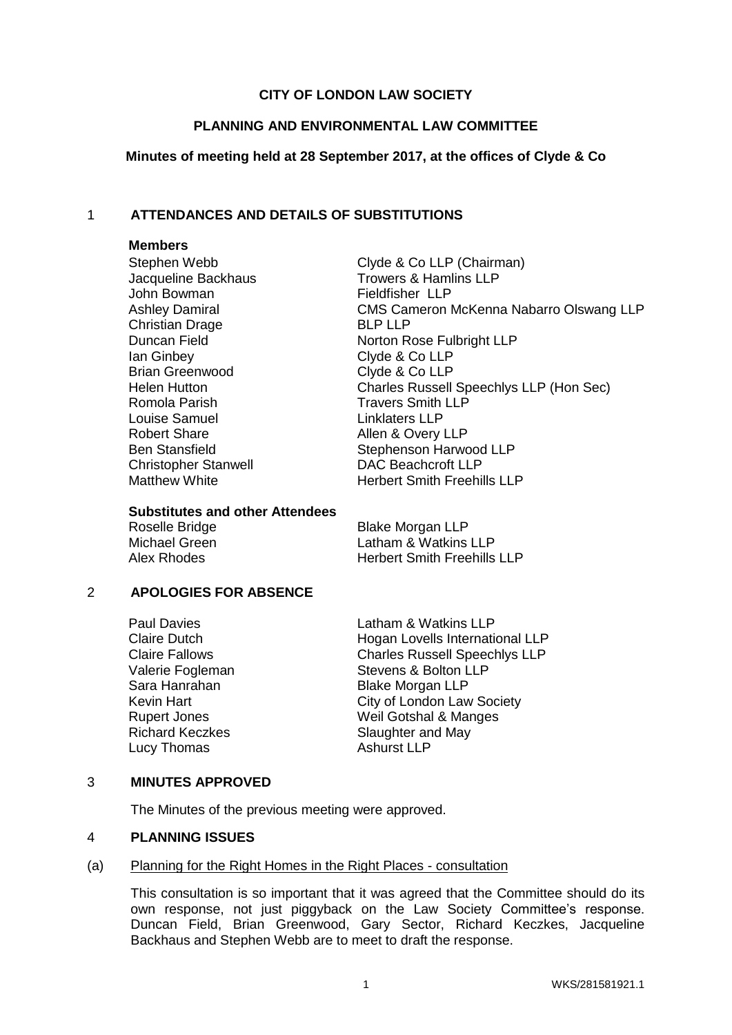**CITY OF LONDON LAW SOCIETY**

**PLANNING AND ENVIRONMENTAL LAW COMMITTEE**

**Minutes of meeting held at 28 September 2017, at the offices of Clyde & Co**

## 1 ATTENDANCES AND DETAILS OF SUBSTITUTIONS

**Members**

| | |
|---|---|
| Stephen Webb | Clyde & Co LLP (Chairman) |
| Jacqueline Backhaus | Trowers & Hamlins LLP |
| John Bowman | Fieldfisher LLP |
| Ashley Damiral | CMS Cameron McKenna Nabarro Olswang LLP |
| Christian Drage | BLP LLP |
| Duncan Field | Norton Rose Fulbright LLP |
| Ian Ginbey | Clyde & Co LLP |
| Brian Greenwood | Clyde & Co LLP |
| Helen Hutton | Charles Russell Speechlys LLP (Hon Sec) |
| Romola Parish | Travers Smith LLP |
| Louise Samuel | Linklaters LLP |
| Robert Share | Allen & Overy LLP |
| Ben Stansfield | Stephenson Harwood LLP |
| Christopher Stanwell | DAC Beachcroft LLP |
| Matthew White | Herbert Smith Freehills LLP |

**Substitutes and other Attendees**

| | |
|---|---|
| Roselle Bridge | Blake Morgan LLP |
| Michael Green | Latham & Watkins LLP |
| Alex Rhodes | Herbert Smith Freehills LLP |

## 2 APOLOGIES FOR ABSENCE

| | |
|---|---|
| Paul Davies | Latham & Watkins LLP |
| Claire Dutch | Hogan Lovells International LLP |
| Claire Fallows | Charles Russell Speechlys LLP |
| Valerie Fogleman | Stevens & Bolton LLP |
| Sara Hanrahan | Blake Morgan LLP |
| Kevin Hart | City of London Law Society |
| Rupert Jones | Weil Gotshal & Manges |
| Richard Keczkes | Slaughter and May |
| Lucy Thomas | Ashurst LLP |

## 3 MINUTES APPROVED

The Minutes of the previous meeting were approved.

## 4 PLANNING ISSUES

(a) Planning for the Right Homes in the Right Places - consultation

This consultation is so important that it was agreed that the Committee should do its own response, not just piggyback on the Law Society Committee's response. Duncan Field, Brian Greenwood, Gary Sector, Richard Keczkes, Jacqueline Backhaus and Stephen Webb are to meet to draft the response.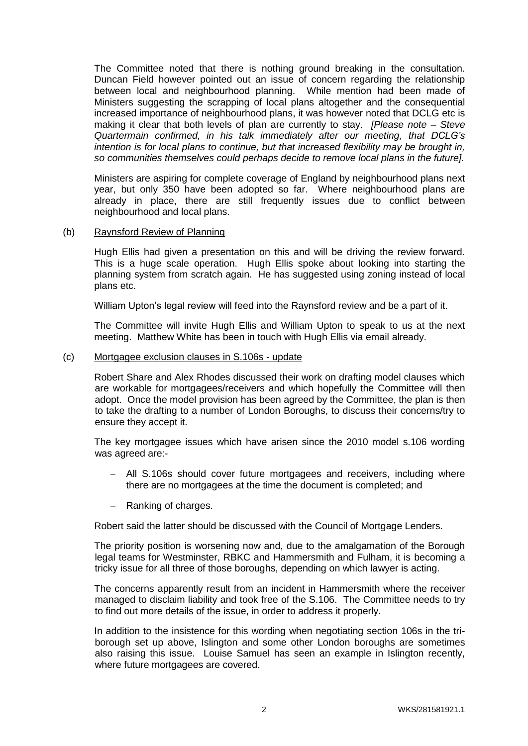The Committee noted that there is nothing ground breaking in the consultation. Duncan Field however pointed out an issue of concern regarding the relationship between local and neighbourhood planning. While mention had been made of Ministers suggesting the scrapping of local plans altogether and the consequential increased importance of neighbourhood plans, it was however noted that DCLG etc is making it clear that both levels of plan are currently to stay. *[Please note – Steve Quartermain confirmed, in his talk immediately after our meeting, that DCLG's intention is for local plans to continue, but that increased flexibility may be brought in, so communities themselves could perhaps decide to remove local plans in the future].*

Ministers are aspiring for complete coverage of England by neighbourhood plans next year, but only 350 have been adopted so far. Where neighbourhood plans are already in place, there are still frequently issues due to conflict between neighbourhood and local plans.

(b) <u>Raynsford Review of Planning</u>

Hugh Ellis had given a presentation on this and will be driving the review forward. This is a huge scale operation. Hugh Ellis spoke about looking into starting the planning system from scratch again. He has suggested using zoning instead of local plans etc.

William Upton's legal review will feed into the Raynsford review and be a part of it.

The Committee will invite Hugh Ellis and William Upton to speak to us at the next meeting. Matthew White has been in touch with Hugh Ellis via email already.

(c) <u>Mortgagee exclusion clauses in S.106s - update</u>

Robert Share and Alex Rhodes discussed their work on drafting model clauses which are workable for mortgagees/receivers and which hopefully the Committee will then adopt. Once the model provision has been agreed by the Committee, the plan is then to take the drafting to a number of London Boroughs, to discuss their concerns/try to ensure they accept it.

The key mortgagee issues which have arisen since the 2010 model s.106 wording was agreed are:-

- All S.106s should cover future mortgagees and receivers, including where there are no mortgagees at the time the document is completed; and
- Ranking of charges.

Robert said the latter should be discussed with the Council of Mortgage Lenders.

The priority position is worsening now and, due to the amalgamation of the Borough legal teams for Westminster, RBKC and Hammersmith and Fulham, it is becoming a tricky issue for all three of those boroughs, depending on which lawyer is acting.

The concerns apparently result from an incident in Hammersmith where the receiver managed to disclaim liability and took free of the S.106. The Committee needs to try to find out more details of the issue, in order to address it properly.

In addition to the insistence for this wording when negotiating section 106s in the tri-borough set up above, Islington and some other London boroughs are sometimes also raising this issue. Louise Samuel has seen an example in Islington recently, where future mortgagees are covered.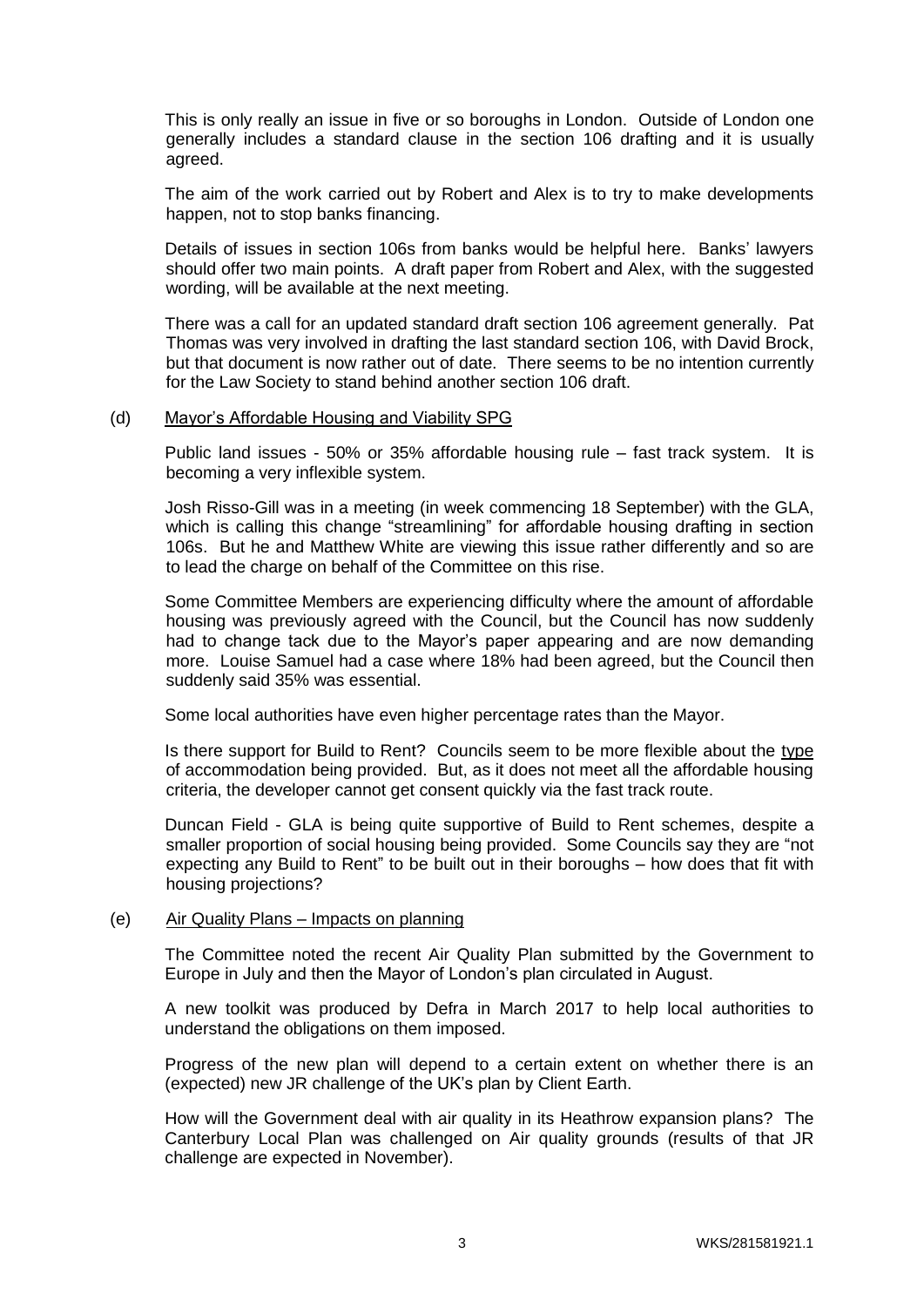This is only really an issue in five or so boroughs in London. Outside of London one generally includes a standard clause in the section 106 drafting and it is usually agreed.

The aim of the work carried out by Robert and Alex is to try to make developments happen, not to stop banks financing.

Details of issues in section 106s from banks would be helpful here. Banks' lawyers should offer two main points. A draft paper from Robert and Alex, with the suggested wording, will be available at the next meeting.

There was a call for an updated standard draft section 106 agreement generally. Pat Thomas was very involved in drafting the last standard section 106, with David Brock, but that document is now rather out of date. There seems to be no intention currently for the Law Society to stand behind another section 106 draft.

(d) Mayor's Affordable Housing and Viability SPG

Public land issues - 50% or 35% affordable housing rule – fast track system. It is becoming a very inflexible system.

Josh Risso-Gill was in a meeting (in week commencing 18 September) with the GLA, which is calling this change "streamlining" for affordable housing drafting in section 106s. But he and Matthew White are viewing this issue rather differently and so are to lead the charge on behalf of the Committee on this rise.

Some Committee Members are experiencing difficulty where the amount of affordable housing was previously agreed with the Council, but the Council has now suddenly had to change tack due to the Mayor's paper appearing and are now demanding more. Louise Samuel had a case where 18% had been agreed, but the Council then suddenly said 35% was essential.

Some local authorities have even higher percentage rates than the Mayor.

Is there support for Build to Rent? Councils seem to be more flexible about the type of accommodation being provided. But, as it does not meet all the affordable housing criteria, the developer cannot get consent quickly via the fast track route.

Duncan Field - GLA is being quite supportive of Build to Rent schemes, despite a smaller proportion of social housing being provided. Some Councils say they are "not expecting any Build to Rent" to be built out in their boroughs – how does that fit with housing projections?

(e) Air Quality Plans – Impacts on planning

The Committee noted the recent Air Quality Plan submitted by the Government to Europe in July and then the Mayor of London's plan circulated in August.

A new toolkit was produced by Defra in March 2017 to help local authorities to understand the obligations on them imposed.

Progress of the new plan will depend to a certain extent on whether there is an (expected) new JR challenge of the UK's plan by Client Earth.

How will the Government deal with air quality in its Heathrow expansion plans? The Canterbury Local Plan was challenged on Air quality grounds (results of that JR challenge are expected in November).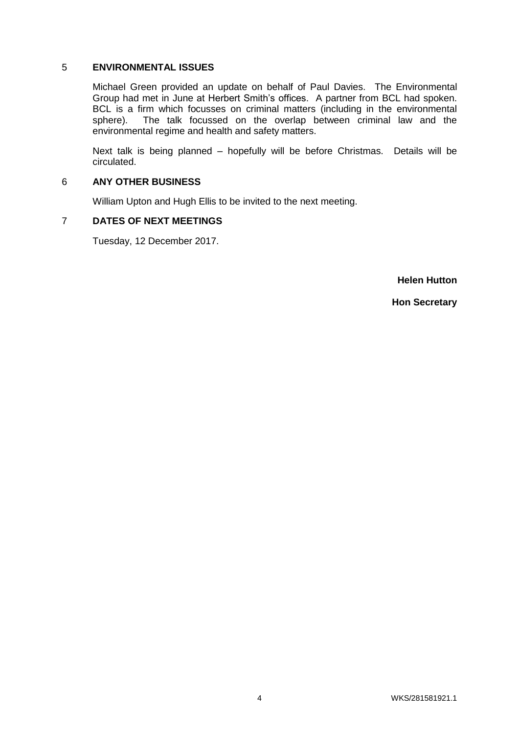## 5 ENVIRONMENTAL ISSUES

Michael Green provided an update on behalf of Paul Davies. The Environmental Group had met in June at Herbert Smith's offices. A partner from BCL had spoken. BCL is a firm which focusses on criminal matters (including in the environmental sphere). The talk focussed on the overlap between criminal law and the environmental regime and health and safety matters.

Next talk is being planned – hopefully will be before Christmas. Details will be circulated.

## 6 ANY OTHER BUSINESS

William Upton and Hugh Ellis to be invited to the next meeting.

## 7 DATES OF NEXT MEETINGS

Tuesday, 12 December 2017.

**Helen Hutton**

**Hon Secretary**

WKS/281581921.1